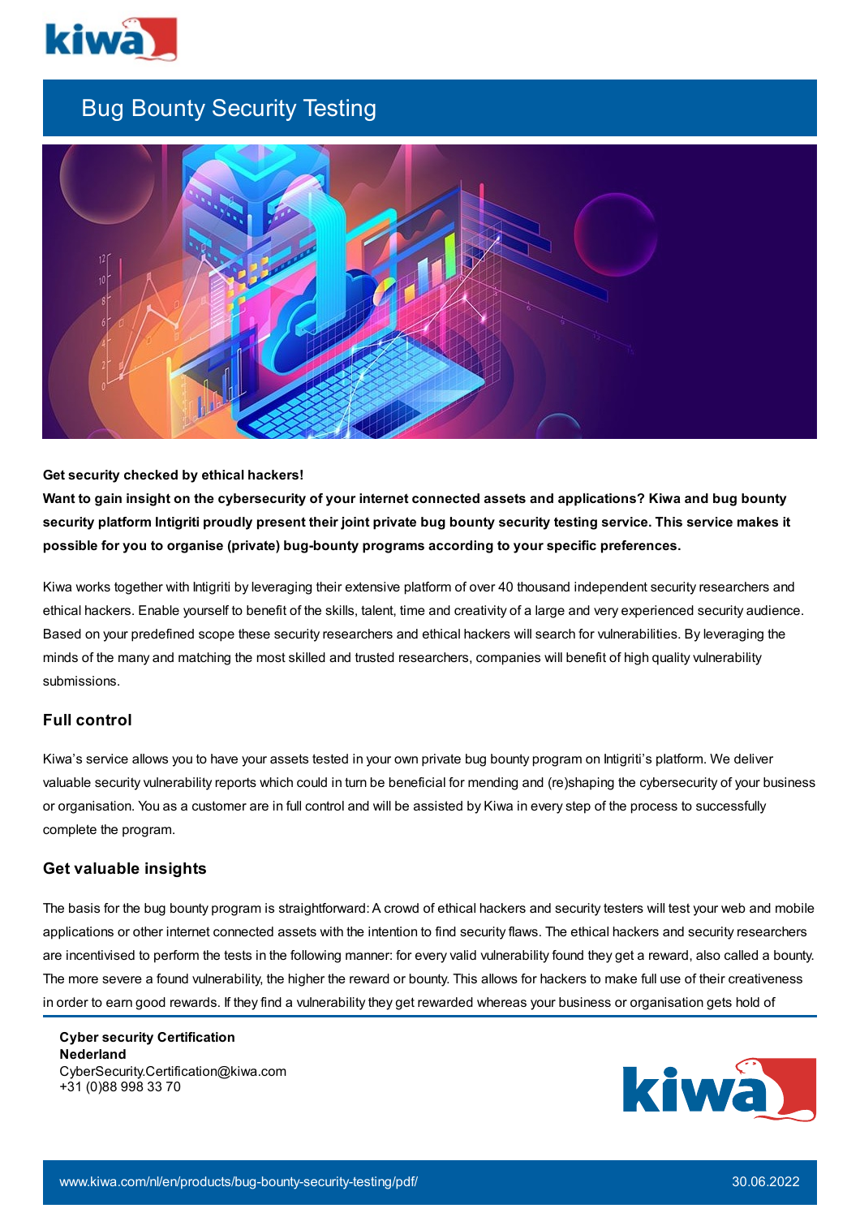# Bug Bounty Security Testing

**Get security checked by ethical hackers!**

**Want to gain insight on the cybersecurity of your internet connected assets and applications? Kiwa and bug bounty security platform Intigriti proudly present their joint private bug bounty security testing service. This service makes it possible for you to organise (private) bug-bounty programs according to your specific preferences.**

Kiwa works together with Intigriti by leveraging their extensive platform of over 40 thousand independent security researchers and ethical hackers. Enable yourself to benefit of the skills, talent, time and creativity of a large and very experienced security audience. Based on your predefined scope these security researchers and ethical hackers will search for vulnerabilities. By leveraging the minds of the many and matching the most skilled and trusted researchers, companies will benefit of high quality vulnerability submissions.

## Full control

Kiwa's service allows you to have your assets tested in your own private bug bounty program on Intigriti's platform. We deliver valuable security vulnerability reports which could in turn be beneficial for mending and (re)shaping the cybersecurity of your business or organisation. You as a customer are in full control and will be assisted by Kiwa in every step of the process to successfully complete the program.

## Get valuable insights

The basis for the bug bounty program is straightforward: A crowd of ethical hackers and security testers will test your web and mobile applications or other internet connected assets with the intention to find security flaws. The ethical hackers and security researchers are incentivised to perform the tests in the following manner: for every valid vulnerability found they get a reward, also called a bounty. The more severe a found vulnerability, the higher the reward or bounty. This allows for hackers to make full use of their creativeness in order to earn good rewards. If they find a vulnerability they get rewarded whereas your business or organisation gets hold of

**Cyber security Certification Nederland**
CyberSecurity.Certification@kiwa.com
+31 (0)88 998 33 70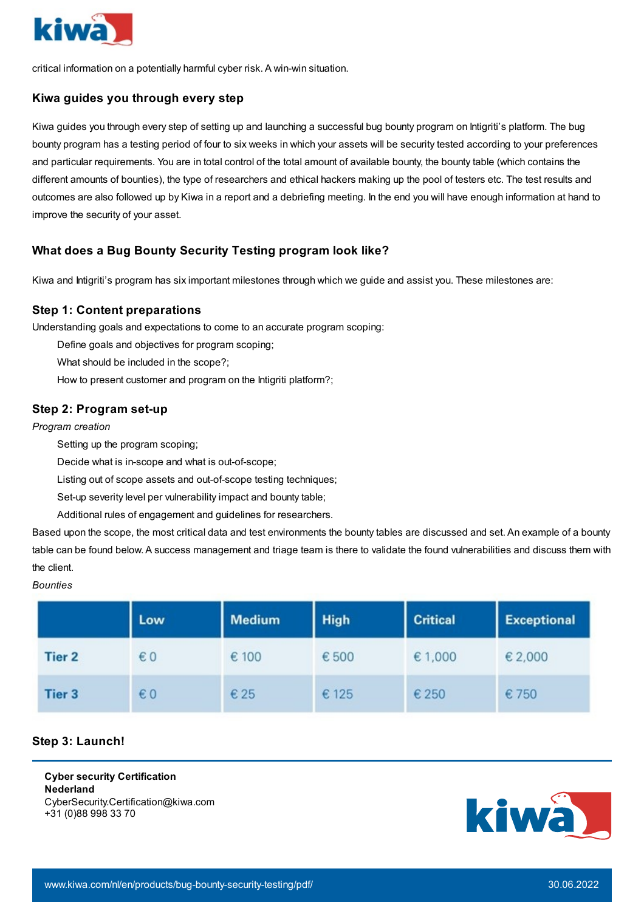critical information on a potentially harmful cyber risk. A win-win situation.

### Kiwa guides you through every step

Kiwa guides you through every step of setting up and launching a successful bug bounty program on Intigriti's platform. The bug bounty program has a testing period of four to six weeks in which your assets will be security tested according to your preferences and particular requirements. You are in total control of the total amount of available bounty, the bounty table (which contains the different amounts of bounties), the type of researchers and ethical hackers making up the pool of testers etc. The test results and outcomes are also followed up by Kiwa in a report and a debriefing meeting. In the end you will have enough information at hand to improve the security of your asset.

### What does a Bug Bounty Security Testing program look like?

Kiwa and Intigriti's program has six important milestones through which we guide and assist you. These milestones are:

### Step 1: Content preparations

Understanding goals and expectations to come to an accurate program scoping:

- Define goals and objectives for program scoping;
- What should be included in the scope?;
- How to present customer and program on the Intigriti platform?;

### Step 2: Program set-up

*Program creation*

- Setting up the program scoping;
- Decide what is in-scope and what is out-of-scope;
- Listing out of scope assets and out-of-scope testing techniques;
- Set-up severity level per vulnerability impact and bounty table;
- Additional rules of engagement and guidelines for researchers.

Based upon the scope, the most critical data and test environments the bounty tables are discussed and set. An example of a bounty table can be found below. A success management and triage team is there to validate the found vulnerabilities and discuss them with the client.

*Bounties*

| | Low | Medium | High | Critical | Exceptional |
|---|---|---|---|---|---|
| Tier 2 | € 0 | € 100 | € 500 | € 1,000 | € 2,000 |
| Tier 3 | € 0 | € 25 | € 125 | € 250 | € 750 |

### Step 3: Launch!

**Cyber security Certification Nederland**
CyberSecurity.Certification@kiwa.com
+31 (0)88 998 33 70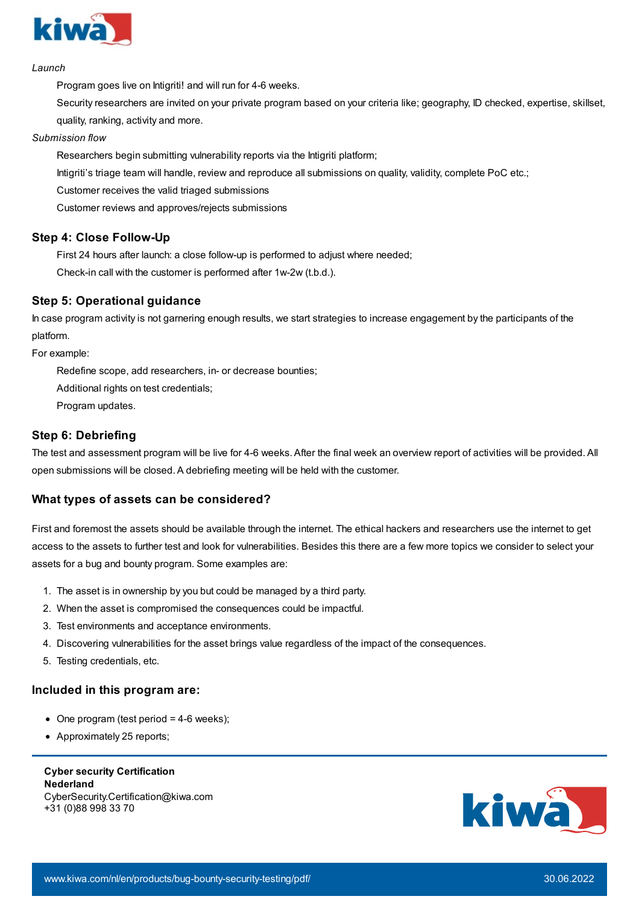*Launch*

Program goes live on Intigriti! and will run for 4-6 weeks.

Security researchers are invited on your private program based on your criteria like; geography, ID checked, expertise, skillset, quality, ranking, activity and more.

*Submission flow*

Researchers begin submitting vulnerability reports via the Intigriti platform;

Intigriti's triage team will handle, review and reproduce all submissions on quality, validity, complete PoC etc.;

Customer receives the valid triaged submissions

Customer reviews and approves/rejects submissions

### Step 4: Close Follow-Up

First 24 hours after launch: a close follow-up is performed to adjust where needed;

Check-in call with the customer is performed after 1w-2w (t.b.d.).

### Step 5: Operational guidance

In case program activity is not garnering enough results, we start strategies to increase engagement by the participants of the platform.

For example:

Redefine scope, add researchers, in- or decrease bounties;

Additional rights on test credentials;

Program updates.

### Step 6: Debriefing

The test and assessment program will be live for 4-6 weeks. After the final week an overview report of activities will be provided. All open submissions will be closed. A debriefing meeting will be held with the customer.

### What types of assets can be considered?

First and foremost the assets should be available through the internet. The ethical hackers and researchers use the internet to get access to the assets to further test and look for vulnerabilities. Besides this there are a few more topics we consider to select your assets for a bug and bounty program. Some examples are:

1. The asset is in ownership by you but could be managed by a third party.
2. When the asset is compromised the consequences could be impactful.
3. Test environments and acceptance environments.
4. Discovering vulnerabilities for the asset brings value regardless of the impact of the consequences.
5. Testing credentials, etc.

### Included in this program are:

- One program (test period = 4-6 weeks);
- Approximately 25 reports;

**Cyber security Certification**
**Nederland**
CyberSecurity.Certification@kiwa.com
+31 (0)88 998 33 70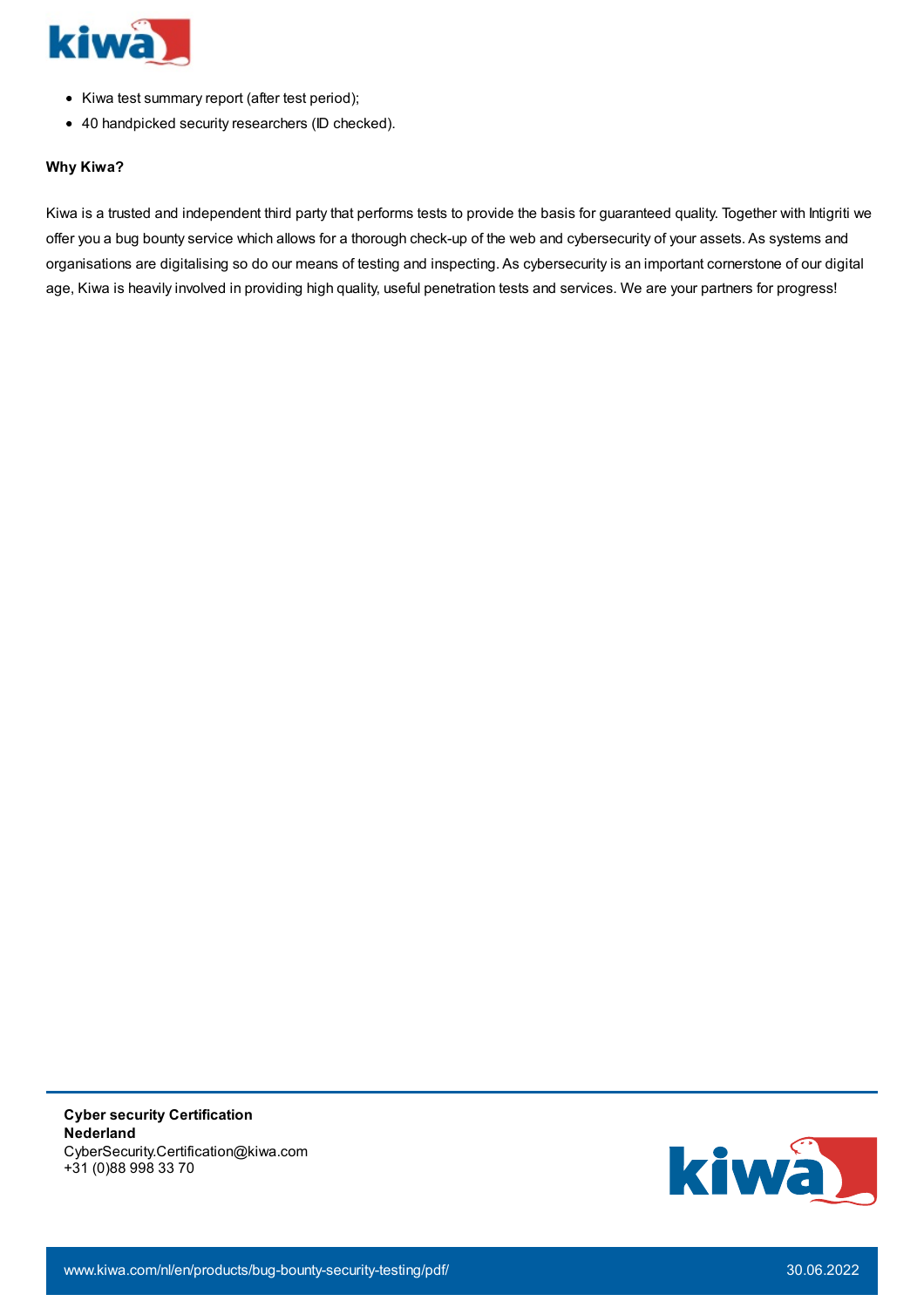- Kiwa test summary report (after test period);
- 40 handpicked security researchers (ID checked).

**Why Kiwa?**

Kiwa is a trusted and independent third party that performs tests to provide the basis for guaranteed quality. Together with Intigriti we offer you a bug bounty service which allows for a thorough check-up of the web and cybersecurity of your assets. As systems and organisations are digitalising so do our means of testing and inspecting. As cybersecurity is an important cornerstone of our digital age, Kiwa is heavily involved in providing high quality, useful penetration tests and services. We are your partners for progress!

**Cyber security Certification**
**Nederland**
CyberSecurity.Certification@kiwa.com
+31 (0)88 998 33 70